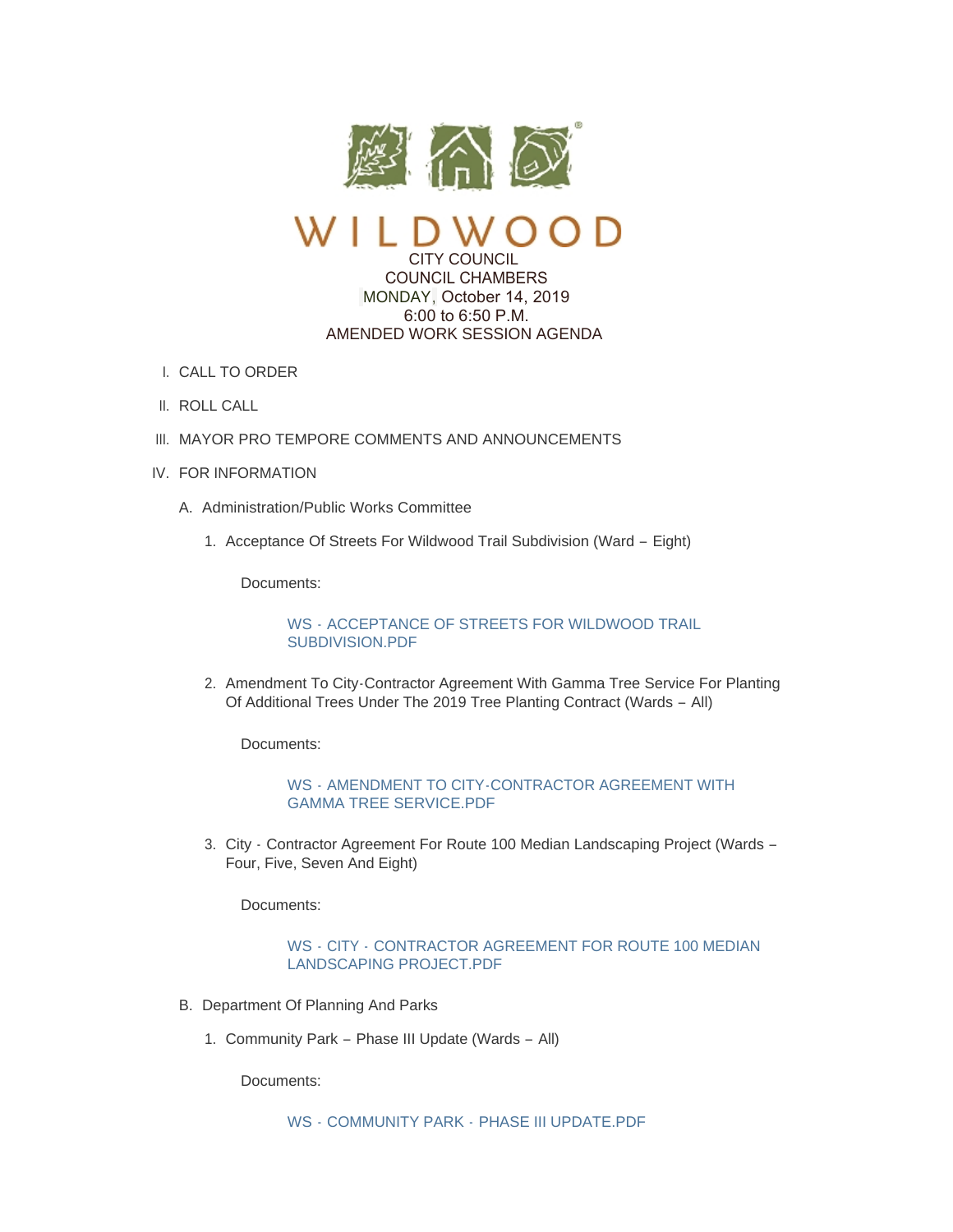# WILDWOOD

CITY COUNCIL
COUNCIL CHAMBERS
MONDAY, October 14, 2019
6:00 to 6:50 P.M.
AMENDED WORK SESSION AGENDA

I. CALL TO ORDER

II. ROLL CALL

III. MAYOR PRO TEMPORE COMMENTS AND ANNOUNCEMENTS

IV. FOR INFORMATION

A. Administration/Public Works Committee

1. Acceptance Of Streets For Wildwood Trail Subdivision (Ward – Eight)

   Documents:

   WS - ACCEPTANCE OF STREETS FOR WILDWOOD TRAIL SUBDIVISION.PDF

2. Amendment To City-Contractor Agreement With Gamma Tree Service For Planting Of Additional Trees Under The 2019 Tree Planting Contract (Wards – All)

   Documents:

   WS - AMENDMENT TO CITY-CONTRACTOR AGREEMENT WITH GAMMA TREE SERVICE.PDF

3. City - Contractor Agreement For Route 100 Median Landscaping Project (Wards – Four, Five, Seven And Eight)

   Documents:

   WS - CITY - CONTRACTOR AGREEMENT FOR ROUTE 100 MEDIAN LANDSCAPING PROJECT.PDF

B. Department Of Planning And Parks

1. Community Park – Phase III Update (Wards – All)

   Documents:

   WS - COMMUNITY PARK - PHASE III UPDATE.PDF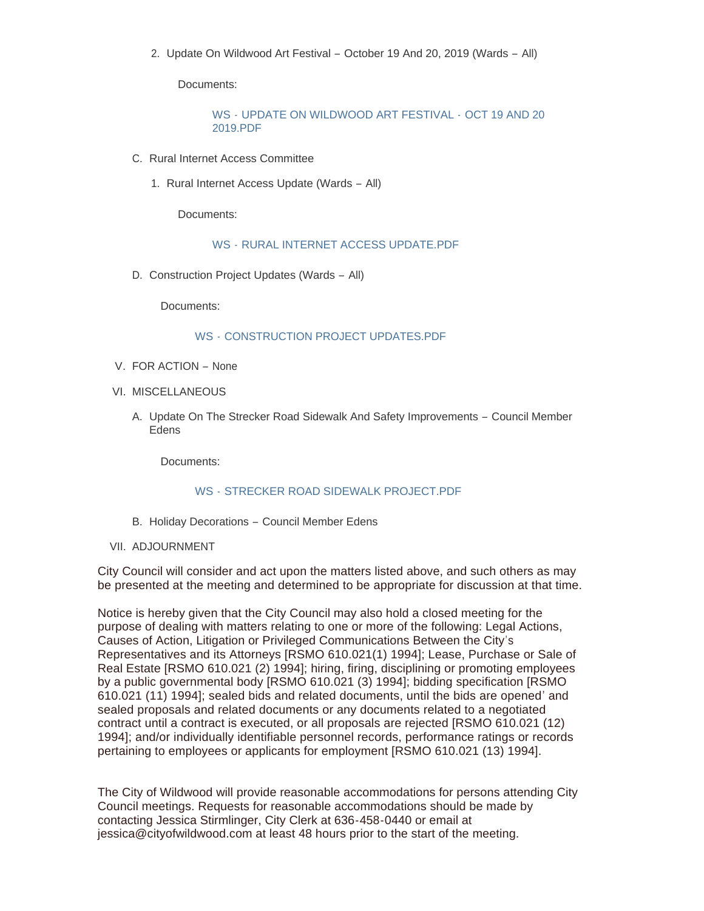2. Update On Wildwood Art Festival – October 19 And 20, 2019 (Wards – All)

   Documents:

   WS - UPDATE ON WILDWOOD ART FESTIVAL - OCT 19 AND 20 2019.PDF

C. Rural Internet Access Committee

   1. Rural Internet Access Update (Wards – All)

      Documents:

      WS - RURAL INTERNET ACCESS UPDATE.PDF

D. Construction Project Updates (Wards – All)

   Documents:

   WS - CONSTRUCTION PROJECT UPDATES.PDF

V. FOR ACTION – None

VI. MISCELLANEOUS

   A. Update On The Strecker Road Sidewalk And Safety Improvements – Council Member Edens

      Documents:

      WS - STRECKER ROAD SIDEWALK PROJECT.PDF

   B. Holiday Decorations – Council Member Edens

VII. ADJOURNMENT

City Council will consider and act upon the matters listed above, and such others as may be presented at the meeting and determined to be appropriate for discussion at that time.

Notice is hereby given that the City Council may also hold a closed meeting for the purpose of dealing with matters relating to one or more of the following: Legal Actions, Causes of Action, Litigation or Privileged Communications Between the City's Representatives and its Attorneys [RSMO 610.021(1) 1994]; Lease, Purchase or Sale of Real Estate [RSMO 610.021 (2) 1994]; hiring, firing, disciplining or promoting employees by a public governmental body [RSMO 610.021 (3) 1994]; bidding specification [RSMO 610.021 (11) 1994]; sealed bids and related documents, until the bids are opened' and sealed proposals and related documents or any documents related to a negotiated contract until a contract is executed, or all proposals are rejected [RSMO 610.021 (12) 1994]; and/or individually identifiable personnel records, performance ratings or records pertaining to employees or applicants for employment [RSMO 610.021 (13) 1994].

The City of Wildwood will provide reasonable accommodations for persons attending City Council meetings. Requests for reasonable accommodations should be made by contacting Jessica Stirmlinger, City Clerk at 636-458-0440 or email at jessica@cityofwildwood.com at least 48 hours prior to the start of the meeting.